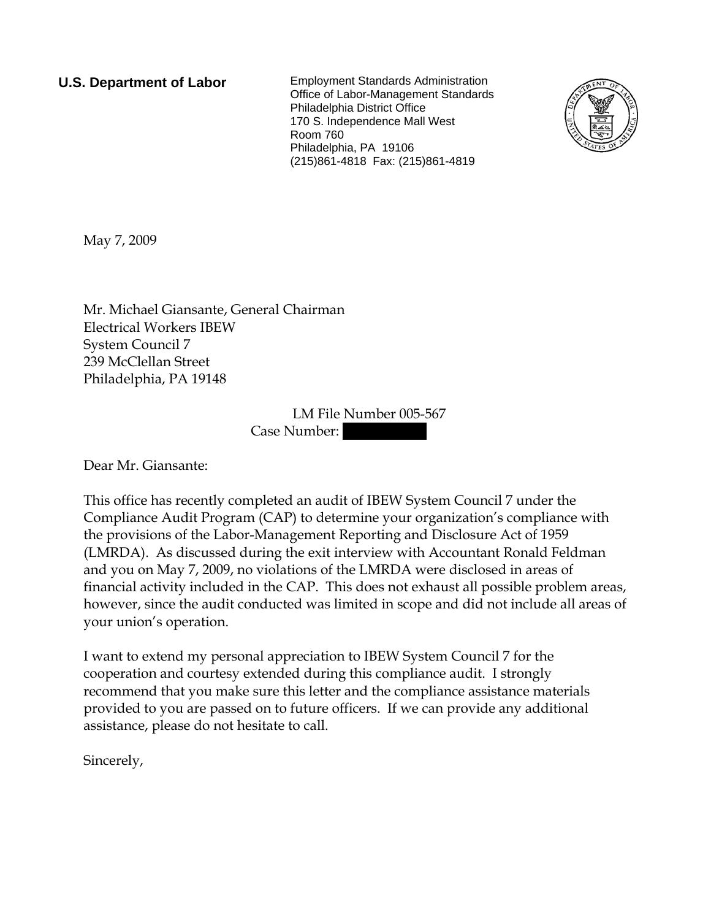**U.S. Department of Labor**

Employment Standards Administration
Office of Labor-Management Standards
Philadelphia District Office
170 S. Independence Mall West
Room 760
Philadelphia, PA 19106
(215)861-4818 Fax: (215)861-4819

May 7, 2009

Mr. Michael Giansante, General Chairman
Electrical Workers IBEW
System Council 7
239 McClellan Street
Philadelphia, PA 19148

LM File Number 005-567
Case Number: 

Dear Mr. Giansante:

This office has recently completed an audit of IBEW System Council 7 under the Compliance Audit Program (CAP) to determine your organization's compliance with the provisions of the Labor-Management Reporting and Disclosure Act of 1959 (LMRDA). As discussed during the exit interview with Accountant Ronald Feldman and you on May 7, 2009, no violations of the LMRDA were disclosed in areas of financial activity included in the CAP. This does not exhaust all possible problem areas, however, since the audit conducted was limited in scope and did not include all areas of your union's operation.

I want to extend my personal appreciation to IBEW System Council 7 for the cooperation and courtesy extended during this compliance audit. I strongly recommend that you make sure this letter and the compliance assistance materials provided to you are passed on to future officers. If we can provide any additional assistance, please do not hesitate to call.

Sincerely,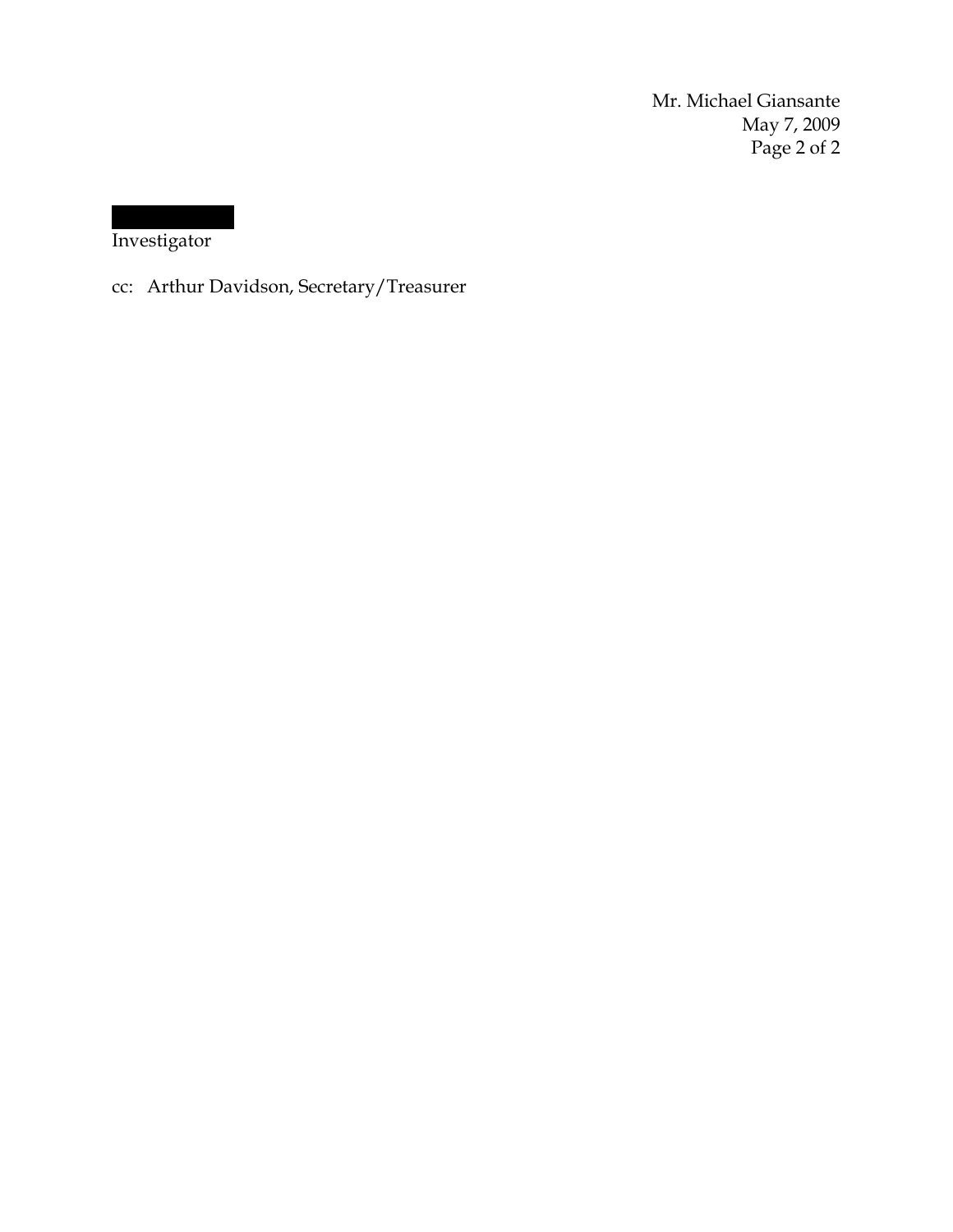Investigator

cc: Arthur Davidson, Secretary/Treasurer